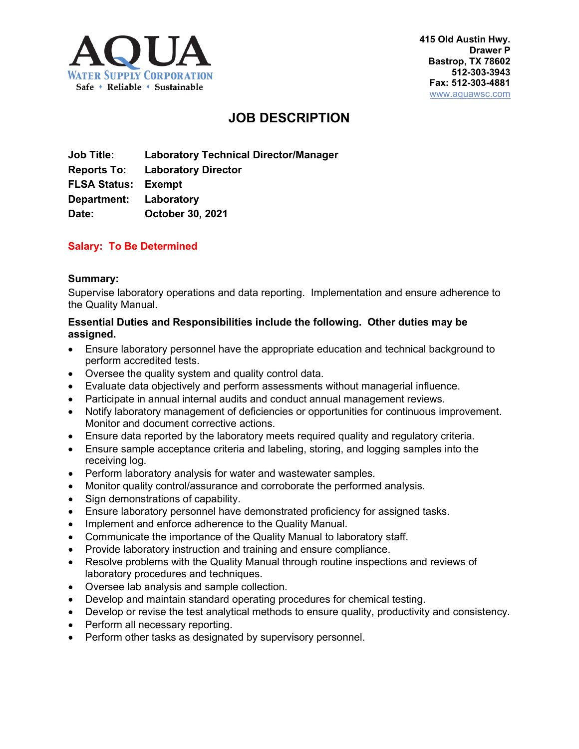**AQUA**
**WATER SUPPLY CORPORATION**
Safe • Reliable • Sustainable

**415 Old Austin Hwy.**
**Drawer P**
**Bastrop, TX 78602**
**512-303-3943**
**Fax: 512-303-4881**
www.aquawsc.com

# JOB DESCRIPTION

**Job Title:** **Laboratory Technical Director/Manager**
**Reports To:** **Laboratory Director**
**FLSA Status:** **Exempt**
**Department:** **Laboratory**
**Date:** **October 30, 2021**

**Salary: To Be Determined**

**Summary:**
Supervise laboratory operations and data reporting. Implementation and ensure adherence to the Quality Manual.

**Essential Duties and Responsibilities include the following. Other duties may be assigned.**

- Ensure laboratory personnel have the appropriate education and technical background to perform accredited tests.
- Oversee the quality system and quality control data.
- Evaluate data objectively and perform assessments without managerial influence.
- Participate in annual internal audits and conduct annual management reviews.
- Notify laboratory management of deficiencies or opportunities for continuous improvement. Monitor and document corrective actions.
- Ensure data reported by the laboratory meets required quality and regulatory criteria.
- Ensure sample acceptance criteria and labeling, storing, and logging samples into the receiving log.
- Perform laboratory analysis for water and wastewater samples.
- Monitor quality control/assurance and corroborate the performed analysis.
- Sign demonstrations of capability.
- Ensure laboratory personnel have demonstrated proficiency for assigned tasks.
- Implement and enforce adherence to the Quality Manual.
- Communicate the importance of the Quality Manual to laboratory staff.
- Provide laboratory instruction and training and ensure compliance.
- Resolve problems with the Quality Manual through routine inspections and reviews of laboratory procedures and techniques.
- Oversee lab analysis and sample collection.
- Develop and maintain standard operating procedures for chemical testing.
- Develop or revise the test analytical methods to ensure quality, productivity and consistency.
- Perform all necessary reporting.
- Perform other tasks as designated by supervisory personnel.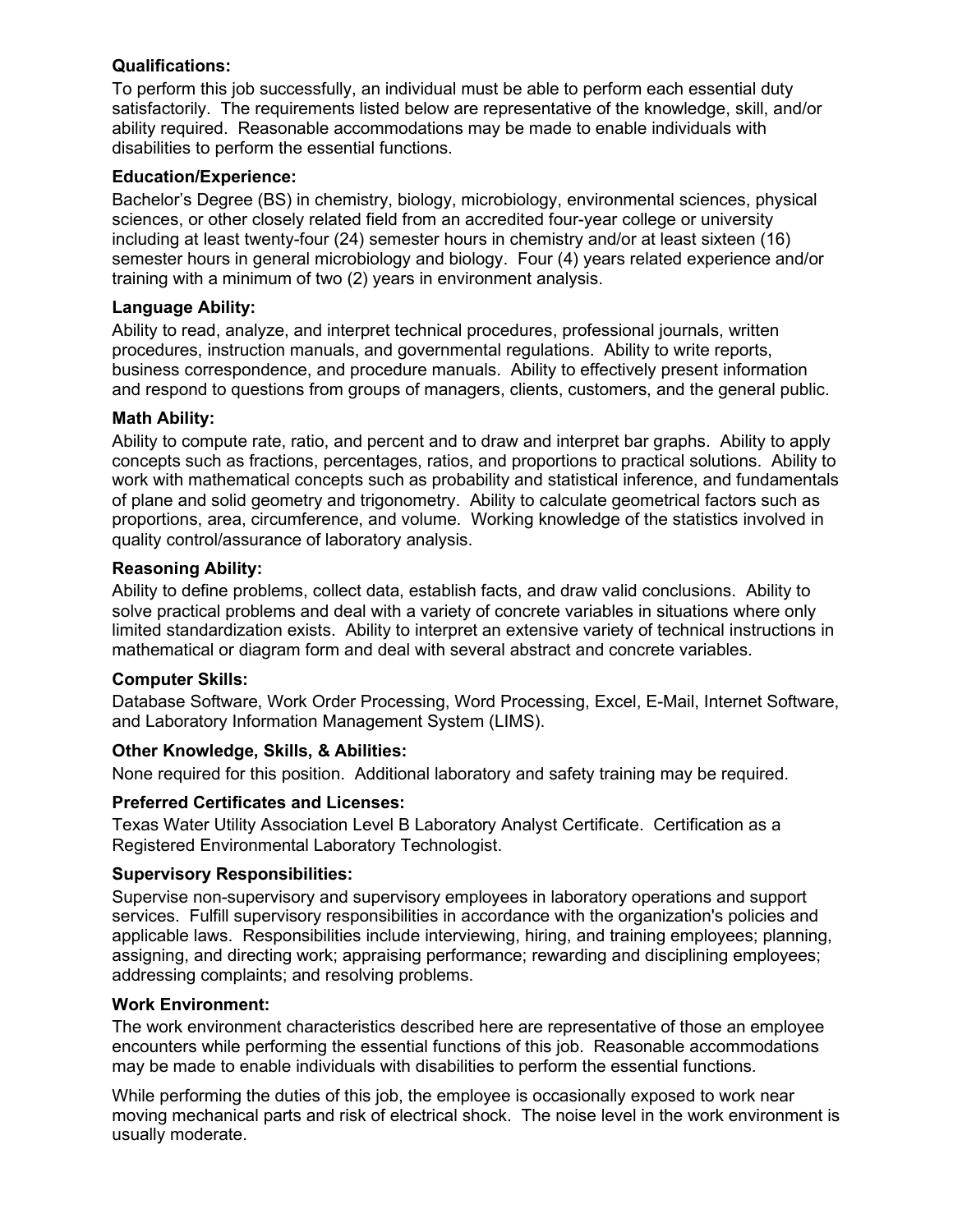**Qualifications:**

To perform this job successfully, an individual must be able to perform each essential duty satisfactorily. The requirements listed below are representative of the knowledge, skill, and/or ability required. Reasonable accommodations may be made to enable individuals with disabilities to perform the essential functions.

**Education/Experience:**

Bachelor's Degree (BS) in chemistry, biology, microbiology, environmental sciences, physical sciences, or other closely related field from an accredited four-year college or university including at least twenty-four (24) semester hours in chemistry and/or at least sixteen (16) semester hours in general microbiology and biology. Four (4) years related experience and/or training with a minimum of two (2) years in environment analysis.

**Language Ability:**

Ability to read, analyze, and interpret technical procedures, professional journals, written procedures, instruction manuals, and governmental regulations. Ability to write reports, business correspondence, and procedure manuals. Ability to effectively present information and respond to questions from groups of managers, clients, customers, and the general public.

**Math Ability:**

Ability to compute rate, ratio, and percent and to draw and interpret bar graphs. Ability to apply concepts such as fractions, percentages, ratios, and proportions to practical solutions. Ability to work with mathematical concepts such as probability and statistical inference, and fundamentals of plane and solid geometry and trigonometry. Ability to calculate geometrical factors such as proportions, area, circumference, and volume. Working knowledge of the statistics involved in quality control/assurance of laboratory analysis.

**Reasoning Ability:**

Ability to define problems, collect data, establish facts, and draw valid conclusions. Ability to solve practical problems and deal with a variety of concrete variables in situations where only limited standardization exists. Ability to interpret an extensive variety of technical instructions in mathematical or diagram form and deal with several abstract and concrete variables.

**Computer Skills:**

Database Software, Work Order Processing, Word Processing, Excel, E-Mail, Internet Software, and Laboratory Information Management System (LIMS).

**Other Knowledge, Skills, & Abilities:**

None required for this position. Additional laboratory and safety training may be required.

**Preferred Certificates and Licenses:**

Texas Water Utility Association Level B Laboratory Analyst Certificate. Certification as a Registered Environmental Laboratory Technologist.

**Supervisory Responsibilities:**

Supervise non-supervisory and supervisory employees in laboratory operations and support services. Fulfill supervisory responsibilities in accordance with the organization's policies and applicable laws. Responsibilities include interviewing, hiring, and training employees; planning, assigning, and directing work; appraising performance; rewarding and disciplining employees; addressing complaints; and resolving problems.

**Work Environment:**

The work environment characteristics described here are representative of those an employee encounters while performing the essential functions of this job. Reasonable accommodations may be made to enable individuals with disabilities to perform the essential functions.

While performing the duties of this job, the employee is occasionally exposed to work near moving mechanical parts and risk of electrical shock. The noise level in the work environment is usually moderate.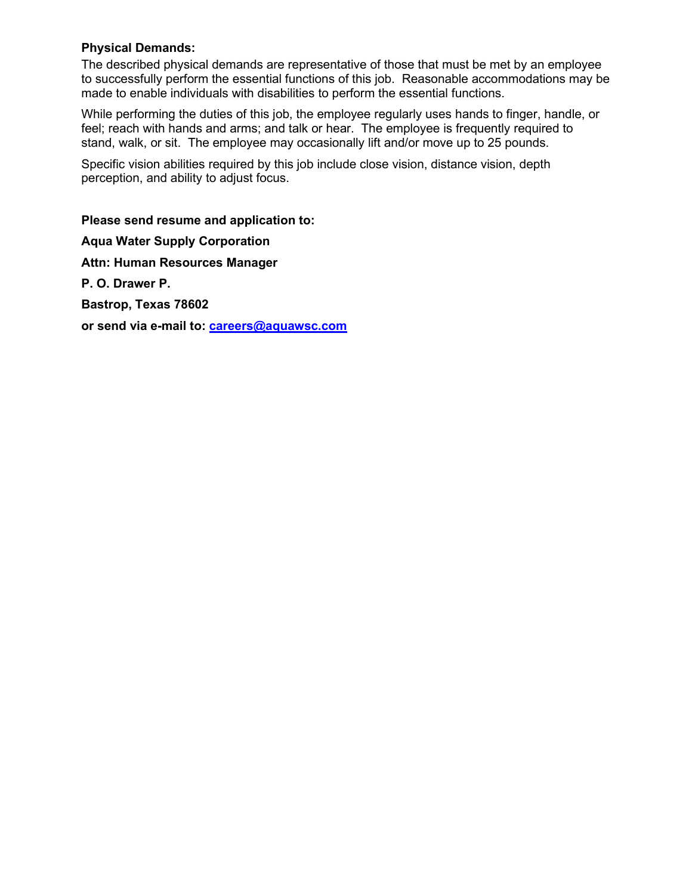**Physical Demands:**

The described physical demands are representative of those that must be met by an employee to successfully perform the essential functions of this job. Reasonable accommodations may be made to enable individuals with disabilities to perform the essential functions.

While performing the duties of this job, the employee regularly uses hands to finger, handle, or feel; reach with hands and arms; and talk or hear. The employee is frequently required to stand, walk, or sit. The employee may occasionally lift and/or move up to 25 pounds.

Specific vision abilities required by this job include close vision, distance vision, depth perception, and ability to adjust focus.

**Please send resume and application to:**

**Aqua Water Supply Corporation**

**Attn: Human Resources Manager**

**P. O. Drawer P.**

**Bastrop, Texas 78602**

**or send via e-mail to: careers@aquawsc.com**